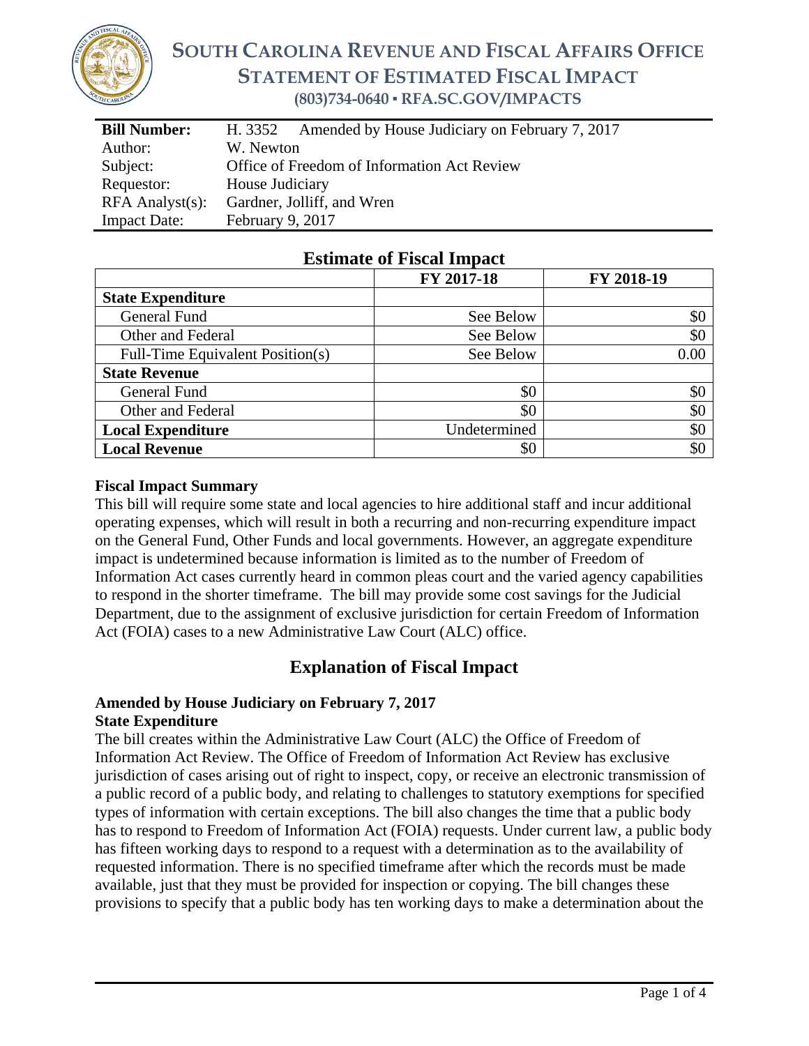# SOUTH CAROLINA REVENUE AND FISCAL AFFAIRS OFFICE
## STATEMENT OF ESTIMATED FISCAL IMPACT
**(803)734-0640 ▪ RFA.SC.GOV/IMPACTS**

| | |
|---|---|
| **Bill Number:** | H. 3352 Amended by House Judiciary on February 7, 2017 |
| Author: | W. Newton |
| Subject: | Office of Freedom of Information Act Review |
| Requestor: | House Judiciary |
| RFA Analyst(s): | Gardner, Jolliff, and Wren |
| Impact Date: | February 9, 2017 |

## Estimate of Fiscal Impact

| | FY 2017-18 | FY 2018-19 |
|---|---|---|
| **State Expenditure** | | |
| General Fund | See Below | $0 |
| Other and Federal | See Below | $0 |
| Full-Time Equivalent Position(s) | See Below | 0.00 |
| **State Revenue** | | |
| General Fund | $0 | $0 |
| Other and Federal | $0 | $0 |
| **Local Expenditure** | Undetermined | $0 |
| **Local Revenue** | $0 | $0 |

### Fiscal Impact Summary

This bill will require some state and local agencies to hire additional staff and incur additional operating expenses, which will result in both a recurring and non-recurring expenditure impact on the General Fund, Other Funds and local governments. However, an aggregate expenditure impact is undetermined because information is limited as to the number of Freedom of Information Act cases currently heard in common pleas court and the varied agency capabilities to respond in the shorter timeframe. The bill may provide some cost savings for the Judicial Department, due to the assignment of exclusive jurisdiction for certain Freedom of Information Act (FOIA) cases to a new Administrative Law Court (ALC) office.

## Explanation of Fiscal Impact

### Amended by House Judiciary on February 7, 2017
### State Expenditure

The bill creates within the Administrative Law Court (ALC) the Office of Freedom of Information Act Review. The Office of Freedom of Information Act Review has exclusive jurisdiction of cases arising out of right to inspect, copy, or receive an electronic transmission of a public record of a public body, and relating to challenges to statutory exemptions for specified types of information with certain exceptions. The bill also changes the time that a public body has to respond to Freedom of Information Act (FOIA) requests. Under current law, a public body has fifteen working days to respond to a request with a determination as to the availability of requested information. There is no specified timeframe after which the records must be made available, just that they must be provided for inspection or copying. The bill changes these provisions to specify that a public body has ten working days to make a determination about the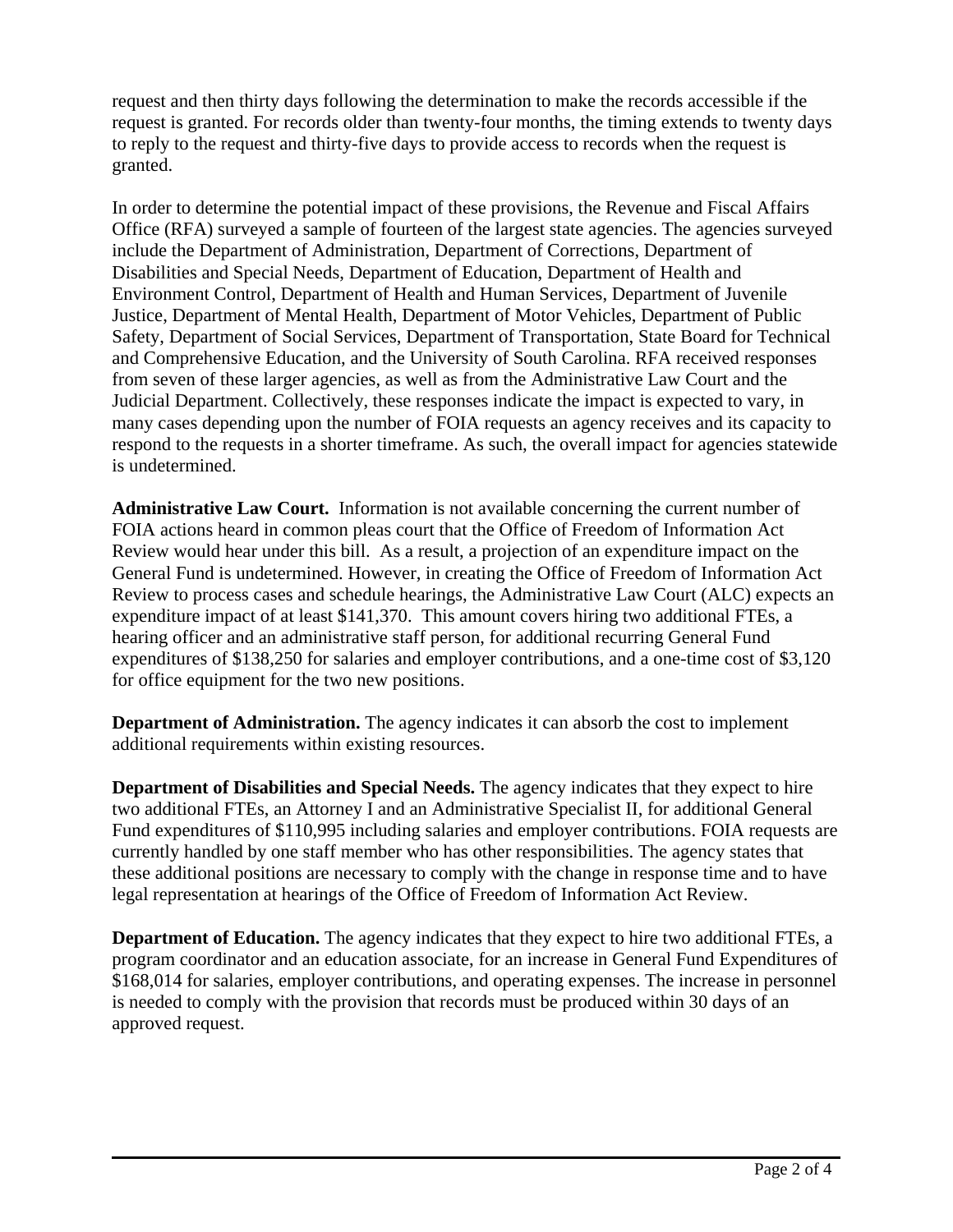request and then thirty days following the determination to make the records accessible if the request is granted. For records older than twenty-four months, the timing extends to twenty days to reply to the request and thirty-five days to provide access to records when the request is granted.

In order to determine the potential impact of these provisions, the Revenue and Fiscal Affairs Office (RFA) surveyed a sample of fourteen of the largest state agencies. The agencies surveyed include the Department of Administration, Department of Corrections, Department of Disabilities and Special Needs, Department of Education, Department of Health and Environment Control, Department of Health and Human Services, Department of Juvenile Justice, Department of Mental Health, Department of Motor Vehicles, Department of Public Safety, Department of Social Services, Department of Transportation, State Board for Technical and Comprehensive Education, and the University of South Carolina. RFA received responses from seven of these larger agencies, as well as from the Administrative Law Court and the Judicial Department. Collectively, these responses indicate the impact is expected to vary, in many cases depending upon the number of FOIA requests an agency receives and its capacity to respond to the requests in a shorter timeframe. As such, the overall impact for agencies statewide is undetermined.

**Administrative Law Court.** Information is not available concerning the current number of FOIA actions heard in common pleas court that the Office of Freedom of Information Act Review would hear under this bill. As a result, a projection of an expenditure impact on the General Fund is undetermined. However, in creating the Office of Freedom of Information Act Review to process cases and schedule hearings, the Administrative Law Court (ALC) expects an expenditure impact of at least $141,370. This amount covers hiring two additional FTEs, a hearing officer and an administrative staff person, for additional recurring General Fund expenditures of $138,250 for salaries and employer contributions, and a one-time cost of $3,120 for office equipment for the two new positions.

**Department of Administration.** The agency indicates it can absorb the cost to implement additional requirements within existing resources.

**Department of Disabilities and Special Needs.** The agency indicates that they expect to hire two additional FTEs, an Attorney I and an Administrative Specialist II, for additional General Fund expenditures of $110,995 including salaries and employer contributions. FOIA requests are currently handled by one staff member who has other responsibilities. The agency states that these additional positions are necessary to comply with the change in response time and to have legal representation at hearings of the Office of Freedom of Information Act Review.

**Department of Education.** The agency indicates that they expect to hire two additional FTEs, a program coordinator and an education associate, for an increase in General Fund Expenditures of $168,014 for salaries, employer contributions, and operating expenses. The increase in personnel is needed to comply with the provision that records must be produced within 30 days of an approved request.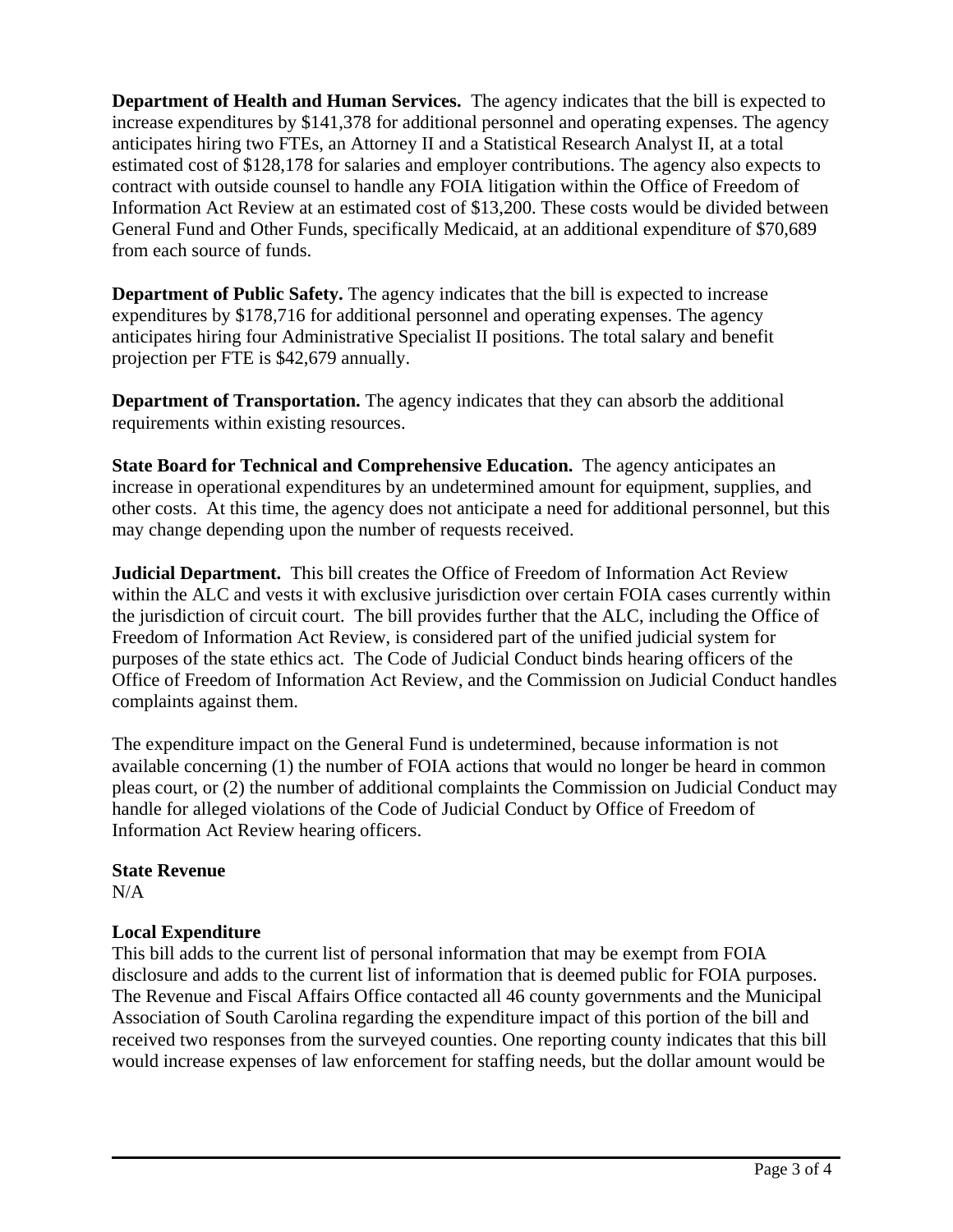**Department of Health and Human Services.** The agency indicates that the bill is expected to increase expenditures by $141,378 for additional personnel and operating expenses. The agency anticipates hiring two FTEs, an Attorney II and a Statistical Research Analyst II, at a total estimated cost of $128,178 for salaries and employer contributions. The agency also expects to contract with outside counsel to handle any FOIA litigation within the Office of Freedom of Information Act Review at an estimated cost of $13,200. These costs would be divided between General Fund and Other Funds, specifically Medicaid, at an additional expenditure of $70,689 from each source of funds.

**Department of Public Safety.** The agency indicates that the bill is expected to increase expenditures by $178,716 for additional personnel and operating expenses. The agency anticipates hiring four Administrative Specialist II positions. The total salary and benefit projection per FTE is $42,679 annually.

**Department of Transportation.** The agency indicates that they can absorb the additional requirements within existing resources.

**State Board for Technical and Comprehensive Education.** The agency anticipates an increase in operational expenditures by an undetermined amount for equipment, supplies, and other costs. At this time, the agency does not anticipate a need for additional personnel, but this may change depending upon the number of requests received.

**Judicial Department.** This bill creates the Office of Freedom of Information Act Review within the ALC and vests it with exclusive jurisdiction over certain FOIA cases currently within the jurisdiction of circuit court. The bill provides further that the ALC, including the Office of Freedom of Information Act Review, is considered part of the unified judicial system for purposes of the state ethics act. The Code of Judicial Conduct binds hearing officers of the Office of Freedom of Information Act Review, and the Commission on Judicial Conduct handles complaints against them.

The expenditure impact on the General Fund is undetermined, because information is not available concerning (1) the number of FOIA actions that would no longer be heard in common pleas court, or (2) the number of additional complaints the Commission on Judicial Conduct may handle for alleged violations of the Code of Judicial Conduct by Office of Freedom of Information Act Review hearing officers.

**State Revenue**
N/A

**Local Expenditure**
This bill adds to the current list of personal information that may be exempt from FOIA disclosure and adds to the current list of information that is deemed public for FOIA purposes. The Revenue and Fiscal Affairs Office contacted all 46 county governments and the Municipal Association of South Carolina regarding the expenditure impact of this portion of the bill and received two responses from the surveyed counties. One reporting county indicates that this bill would increase expenses of law enforcement for staffing needs, but the dollar amount would be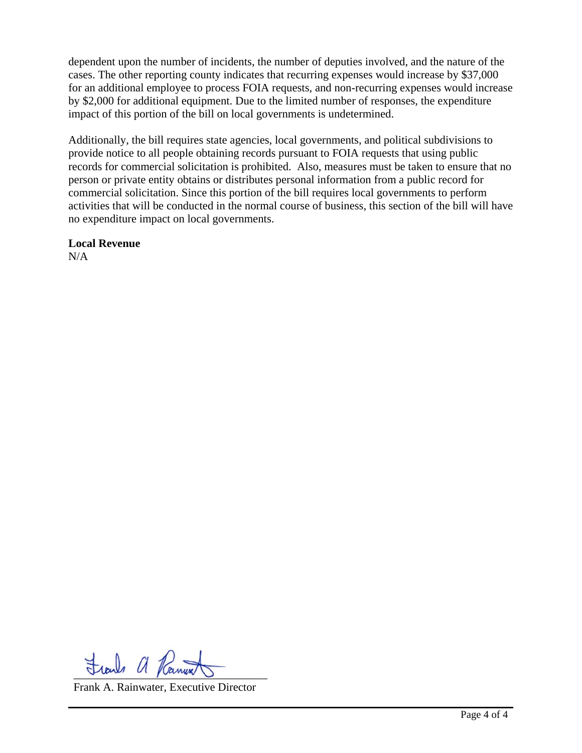dependent upon the number of incidents, the number of deputies involved, and the nature of the cases. The other reporting county indicates that recurring expenses would increase by $37,000 for an additional employee to process FOIA requests, and non-recurring expenses would increase by $2,000 for additional equipment. Due to the limited number of responses, the expenditure impact of this portion of the bill on local governments is undetermined.

Additionally, the bill requires state agencies, local governments, and political subdivisions to provide notice to all people obtaining records pursuant to FOIA requests that using public records for commercial solicitation is prohibited. Also, measures must be taken to ensure that no person or private entity obtains or distributes personal information from a public record for commercial solicitation. Since this portion of the bill requires local governments to perform activities that will be conducted in the normal course of business, this section of the bill will have no expenditure impact on local governments.

**Local Revenue**
N/A

Frank A. Rainwater, Executive Director